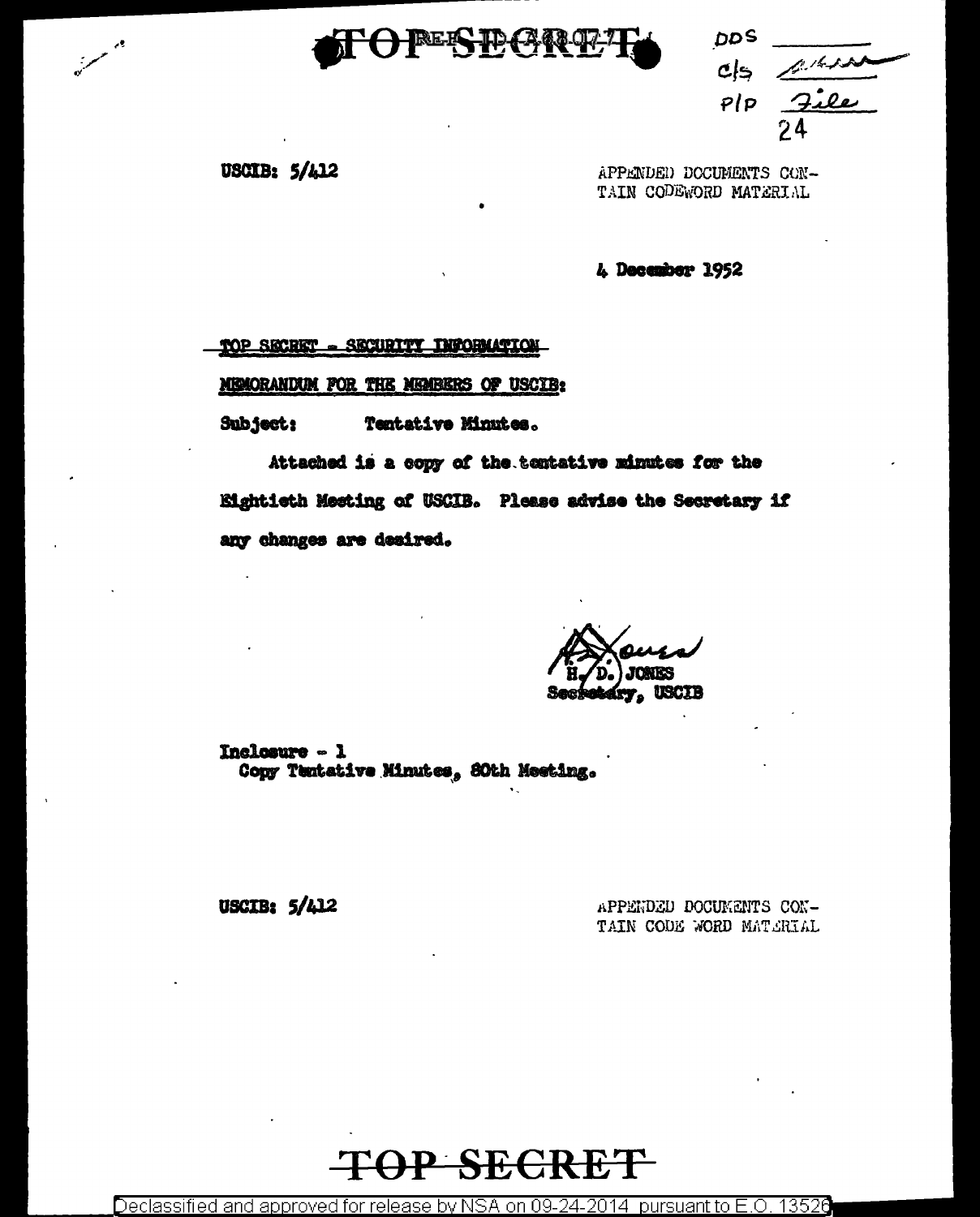# TOP SECRET

DDS
C/S
P/P File
24

USCIB: 5/412

APPENDED DOCUMENTS CONTAIN CODEWORD MATERIAL

4 December 1952

TOP SECRET - SECURITY INFORMATION

MEMORANDUM FOR THE MEMBERS OF USCIB:

Subject: Tentative Minutes.

Attached is a copy of the tentative minutes for the Eightieth Meeting of USCIB. Please advise the Secretary if any changes are desired.

H. D. JONES
Secretary, USCIB

Inclosure - 1
Copy Tentative Minutes, 80th Meeting.

USCIB: 5/412

APPENDED DOCUMENTS CONTAIN CODE WORD MATERIAL

TOP SECRET

Declassified and approved for release by NSA on 09-24-2014 pursuant to E.O. 13526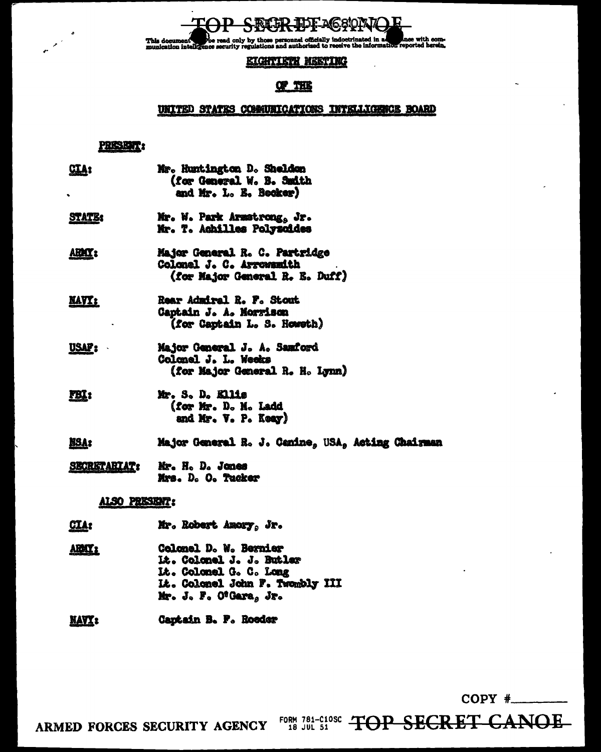TOP SECRET CANOE

This document must be read only by those personnel officially indoctrinated in accordance with communication intelligence security regulations and authorized to receive the information reported herein.

## EIGHTIETH MEETING

## OF THE

## UNITED STATES COMMUNICATIONS INTELLIGENCE BOARD

**PRESENT:**

| | |
|---|---|
| **CIA:** | Mr. Huntington D. Sheldon (for General W. B. Smith and Mr. L. E. Becker) |
| **STATE:** | Mr. W. Park Armstrong, Jr.<br>Mr. T. Achilles Polyzoides |
| **ARMY:** | Major General R. C. Partridge<br>Colonel J. C. Arrowsmith (for Major General R. E. Duff) |
| **NAVY:** | Rear Admiral R. F. Stout<br>Captain J. A. Morrison (for Captain L. S. Howeth) |
| **USAF:** | Major General J. A. Samford<br>Colonel J. L. Weeks (for Major General R. H. Lynn) |
| **FBI:** | Mr. S. D. Ellis (for Mr. D. M. Ladd and Mr. V. P. Keay) |
| **NSA:** | Major General R. J. Canine, USA, Acting Chairman |
| **SECRETARIAT:** | Mr. H. D. Jones<br>Mrs. D. O. Tucker |

**ALSO PRESENT:**

| | |
|---|---|
| **CIA:** | Mr. Robert Amory, Jr. |
| **ARMY:** | Colonel D. W. Bernier<br>Lt. Colonel J. J. Butler<br>Lt. Colonel G. C. Long<br>Lt. Colonel John F. Twombly III<br>Mr. J. F. O'Gara, Jr. |
| **NAVY:** | Captain B. F. Roeder |

COPY #\_\_\_\_\_\_\_\_

ARMED FORCES SECURITY AGENCY FORM 781-C10SC 18 JUL 51 TOP SECRET CANOE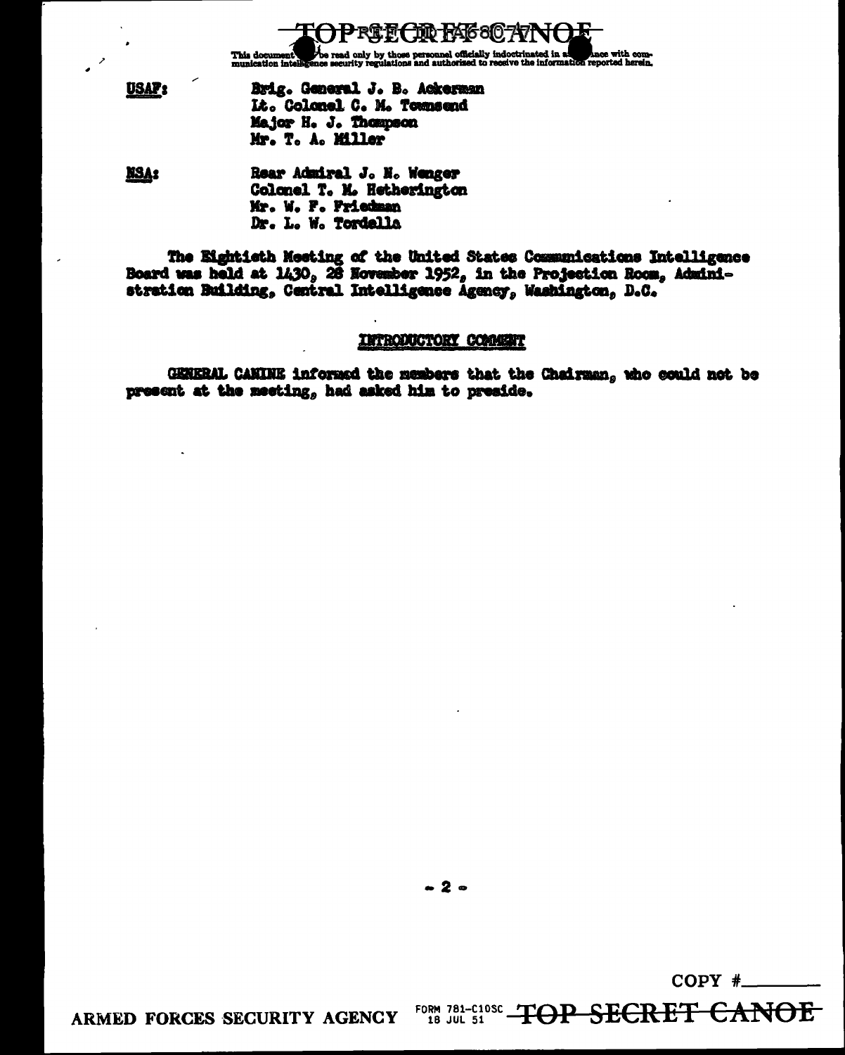USAF:

Brig. General J. B. Ackerman
Lt. Colonel C. M. Townsend
Major H. J. Thompson
Mr. T. A. Miller

NSA:

Rear Admiral J. N. Wenger
Colonel T. M. Hetherington
Mr. W. F. Friedman
Dr. L. W. Tordella

The Eightieth Meeting of the United States Communications Intelligence Board was held at 1430, 28 November 1952, in the Projection Room, Administration Building, Central Intelligence Agency, Washington, D.C.

## INTRODUCTORY COMMENT

GENERAL CANINE informed the members that the Chairman, who could not be present at the meeting, had asked him to preside.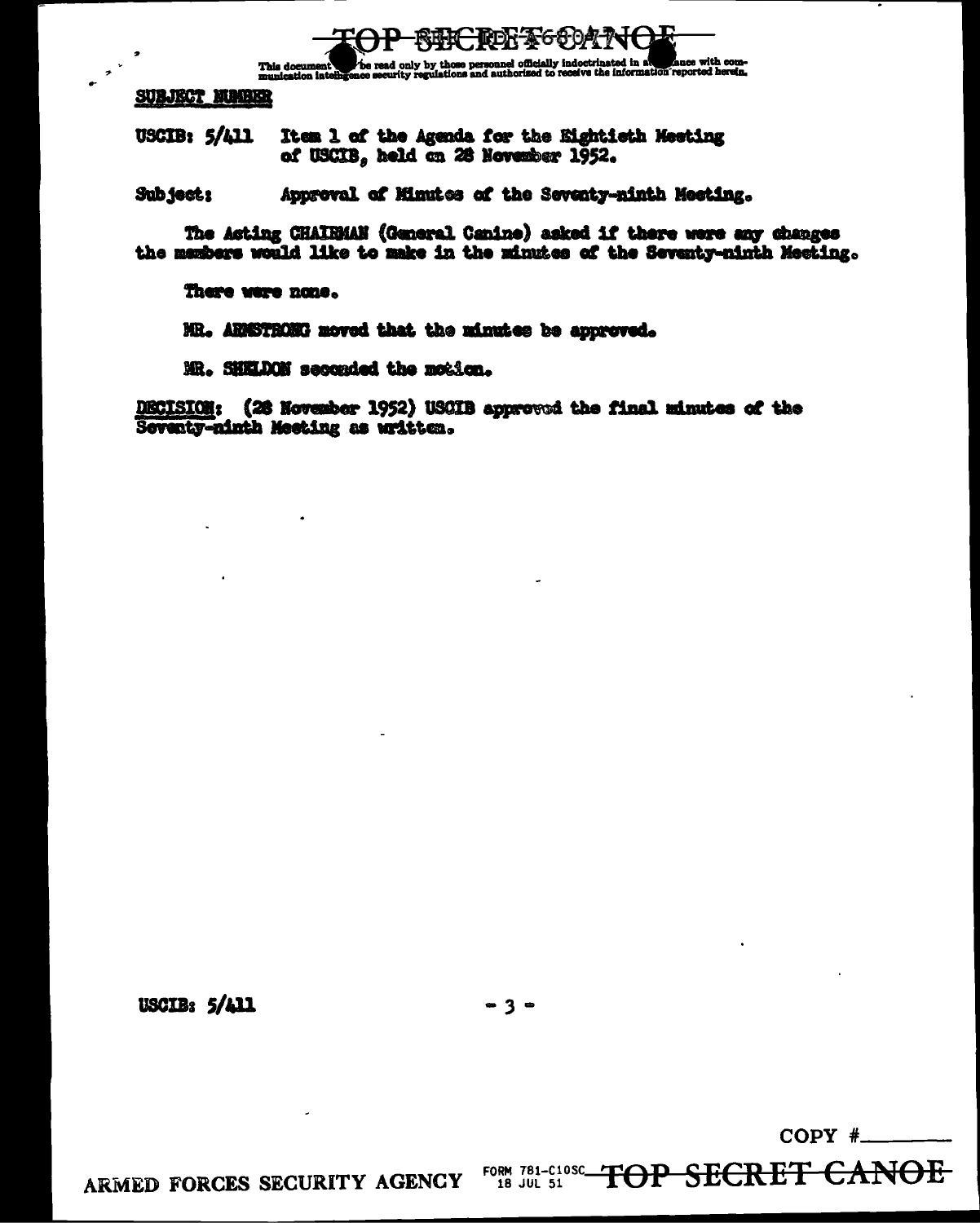SUBJECT NUMBER

USCIB: 5/411 Item 1 of the Agenda for the Eightieth Meeting of USCIB, held on 28 November 1952.

Subject: Approval of Minutes of the Seventy-ninth Meeting.

The Acting CHAIRMAN (General Canine) asked if there were any changes the members would like to make in the minutes of the Seventy-ninth Meeting.

There were none.

MR. ARMSTRONG moved that the minutes be approved.

MR. SHELDON seconded the motion.

DECISION: (28 November 1952) USCIB approved the final minutes of the Seventy-ninth Meeting as written.

USCIB: 5/411

COPY #\_\_\_\_\_\_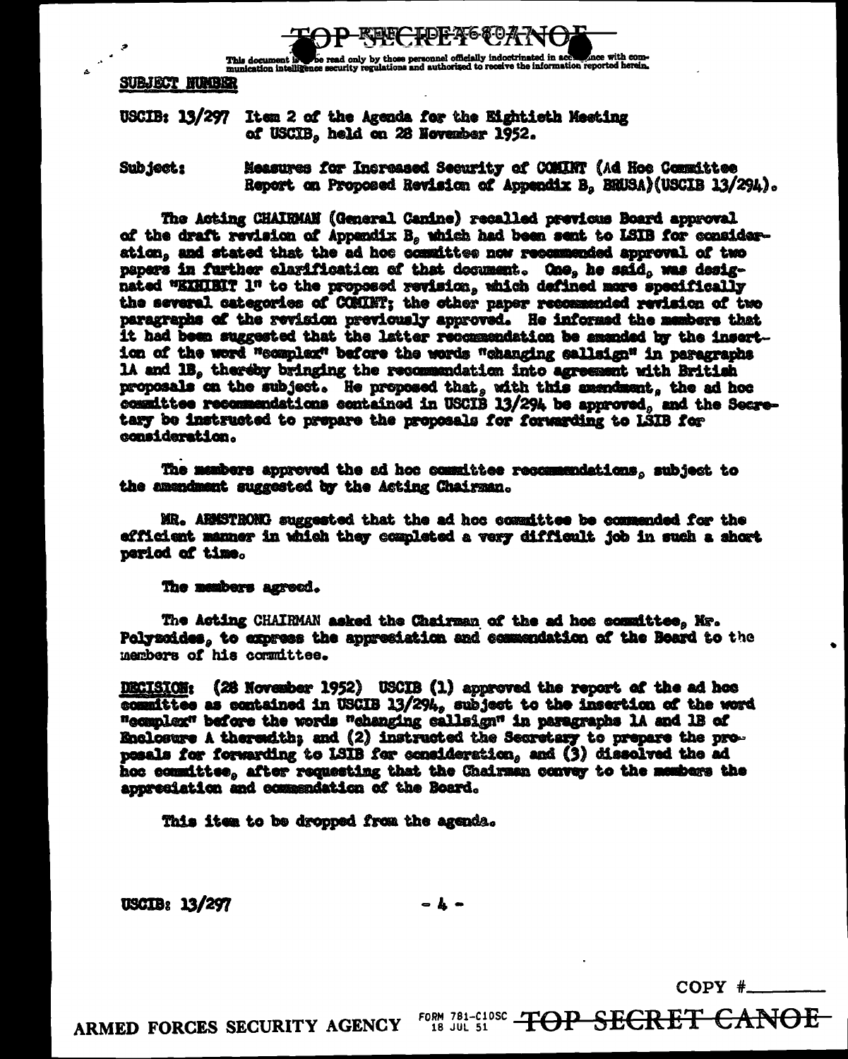TOP SECRET CANOE

This document is to be read only by those personnel officially indoctrinated in accordance with communication intelligence security regulations and authorized to receive the information reported herein.

SUBJECT NUMBER

USCIB: 13/297 Item 2 of the Agenda for the Eightieth Meeting of USCIB, held on 28 November 1952.

Subject: Measures for Increased Security of COMINT (Ad Hoc Committee Report on Proposed Revision of Appendix B, BRUSA)(USCIB 13/294).

The Acting CHAIRMAN (General Canine) recalled previous Board approval of the draft revision of Appendix B, which had been sent to LSIB for consideration, and stated that the ad hoc committee now recommended approval of two papers in further clarification of that document. One, he said, was designated "EXHIBIT 1" to the proposed revision, which defined more specifically the several categories of COMINT; the other paper recommended revision of two paragraphs of the revision previously approved. He informed the members that it had been suggested that the latter recommendation be amended by the insertion of the word "complex" before the words "changing callsign" in paragraphs 1A and 1B, thereby bringing the recommendation into agreement with British proposals on the subject. He proposed that, with this amendment, the ad hoc committee recommendations contained in USCIB 13/294 be approved, and the Secretary be instructed to prepare the proposals for forwarding to LSIB for consideration.

The members approved the ad hoc committee recommendations, subject to the amendment suggested by the Acting Chairman.

MR. ARMSTRONG suggested that the ad hoc committee be commended for the efficient manner in which they completed a very difficult job in such a short period of time.

The members agreed.

The Acting CHAIRMAN asked the Chairman of the ad hoc committee, Mr. Polyzoides, to express the appreciation and commendation of the Board to the members of his committee.

DECISION: (28 November 1952) USCIB (1) approved the report of the ad hoc committee as contained in USCIB 13/294, subject to the insertion of the word "complex" before the words "changing callsign" in paragraphs 1A and 1B of Enclosure A therewith; and (2) instructed the Secretary to prepare the proposals for forwarding to LSIB for consideration, and (3) dissolved the ad hoc committee, after requesting that the Chairman convey to the members the appreciation and commendation of the Board.

This item to be dropped from the agenda.

USCIB: 13/297

COPY #\_\_\_\_\_\_

ARMED FORCES SECURITY AGENCY FORM 781-C10SC 18 JUL 51 TOP SECRET CANOE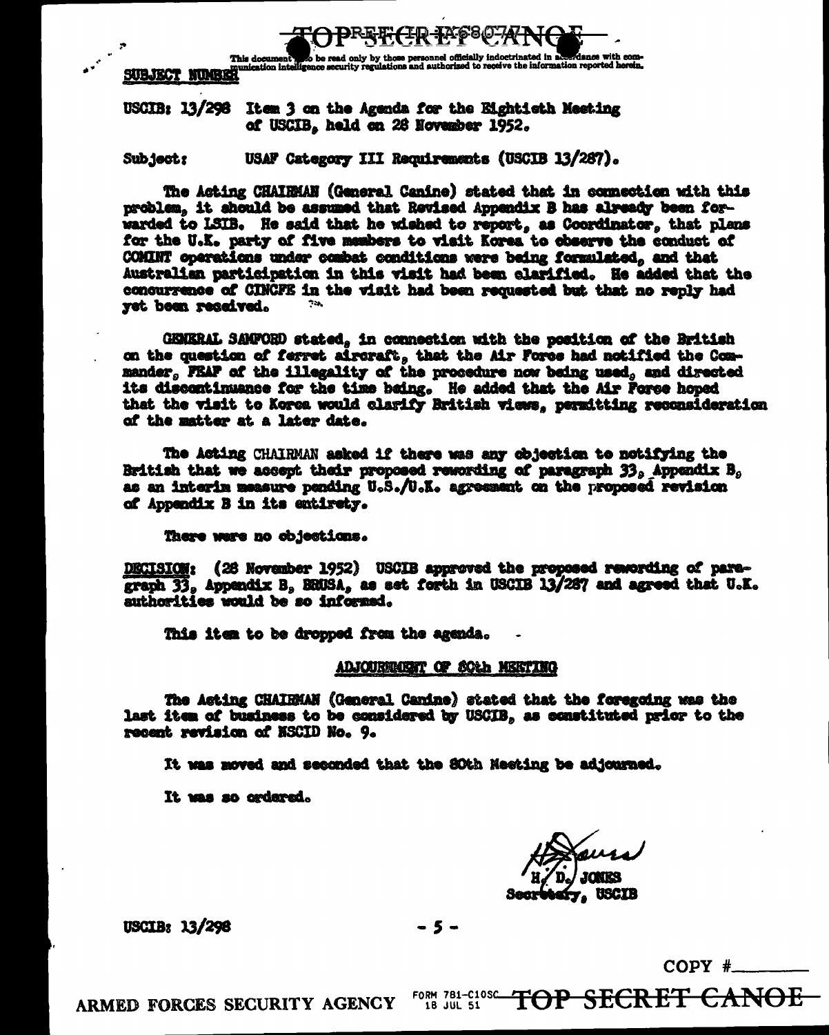TOP SECRET CANOE

This document is to be read only by those personnel officially indoctrinated in accordance with communication intelligence security regulations and authorized to receive the information reported herein.

SUBJECT NUMBER

USCIB: 13/298 Item 3 on the Agenda for the Eightieth Meeting of USCIB, held on 28 November 1952.

Subject: USAF Category III Requirements (USCIB 13/287).

The Acting CHAIRMAN (General Canine) stated that in connection with this problem, it should be assumed that Revised Appendix B has already been forwarded to LSIB. He said that he wished to report, as Coordinator, that plans for the U.K. party of five members to visit Korea to observe the conduct of COMINT operations under combat conditions were being formulated, and that Australian participation in this visit had been clarified. He added that the concurrence of CINCFE in the visit had been requested but that no reply had yet been received.

GENERAL SAMFORD stated, in connection with the position of the British on the question of ferret aircraft, that the Air Force had notified the Commander, FEAF of the illegality of the procedure now being used, and directed its discontinuance for the time being. He added that the Air Force hoped that the visit to Korea would clarify British views, permitting reconsideration of the matter at a later date.

The Acting CHAIRMAN asked if there was any objection to notifying the British that we accept their proposed rewording of paragraph 33, Appendix B, as an interim measure pending U.S./U.K. agreement on the proposed revision of Appendix B in its entirety.

There were no objections.

DECISION: (28 November 1952) USCIB approved the proposed rewording of paragraph 33, Appendix B, BRUSA, as set forth in USCIB 13/287 and agreed that U.K. authorities would be so informed.

This item to be dropped from the agenda.

ADJOURNMENT OF 80th MEETING

The Acting CHAIRMAN (General Canine) stated that the foregoing was the last item of business to be considered by USCIB, as constituted prior to the recent revision of NSCID No. 9.

It was moved and seconded that the 80th Meeting be adjourned.

It was so ordered.

H. D. JONES
Secretary, USCIB

USCIB: 13/298

COPY #\_\_\_\_\_\_\_

ARMED FORCES SECURITY AGENCY FORM 781-C10SC 18 JUL 51 TOP SECRET CANOE